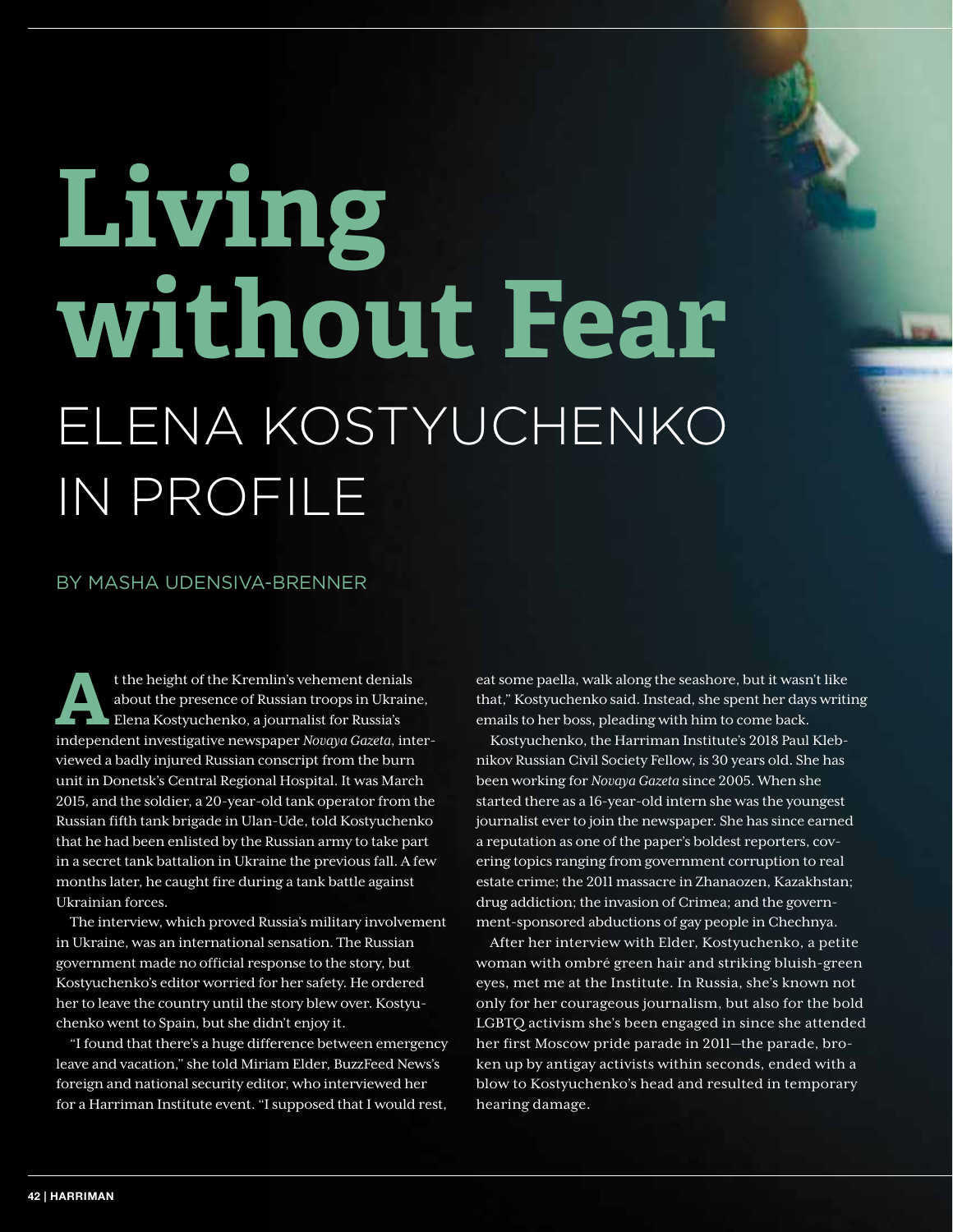# Living without Fear

## ELENA KOSTYUCHENKO IN PROFILE

BY MASHA UDENSIVA-BRENNER

At the height of the Kremlin's vehement denials about the presence of Russian troops in Ukraine, Elena Kostyuchenko, a journalist for Russia's independent investigative newspaper *Novaya Gazeta*, interviewed a badly injured Russian conscript from the burn unit in Donetsk's Central Regional Hospital. It was March 2015, and the soldier, a 20-year-old tank operator from the Russian fifth tank brigade in Ulan-Ude, told Kostyuchenko that he had been enlisted by the Russian army to take part in a secret tank battalion in Ukraine the previous fall. A few months later, he caught fire during a tank battle against Ukrainian forces.

The interview, which proved Russia's military involvement in Ukraine, was an international sensation. The Russian government made no official response to the story, but Kostyuchenko's editor worried for her safety. He ordered her to leave the country until the story blew over. Kostyuchenko went to Spain, but she didn't enjoy it.

"I found that there's a huge difference between emergency leave and vacation," she told Miriam Elder, BuzzFeed News's foreign and national security editor, who interviewed her for a Harriman Institute event. "I supposed that I would rest, eat some paella, walk along the seashore, but it wasn't like that," Kostyuchenko said. Instead, she spent her days writing emails to her boss, pleading with him to come back.

Kostyuchenko, the Harriman Institute's 2018 Paul Klebnikov Russian Civil Society Fellow, is 30 years old. She has been working for *Novaya Gazeta* since 2005. When she started there as a 16-year-old intern she was the youngest journalist ever to join the newspaper. She has since earned a reputation as one of the paper's boldest reporters, covering topics ranging from government corruption to real estate crime; the 2011 massacre in Zhanaozen, Kazakhstan; drug addiction; the invasion of Crimea; and the government-sponsored abductions of gay people in Chechnya.

After her interview with Elder, Kostyuchenko, a petite woman with ombré green hair and striking bluish-green eyes, met me at the Institute. In Russia, she's known not only for her courageous journalism, but also for the bold LGBTQ activism she's been engaged in since she attended her first Moscow pride parade in 2011—the parade, broken up by antigay activists within seconds, ended with a blow to Kostyuchenko's head and resulted in temporary hearing damage.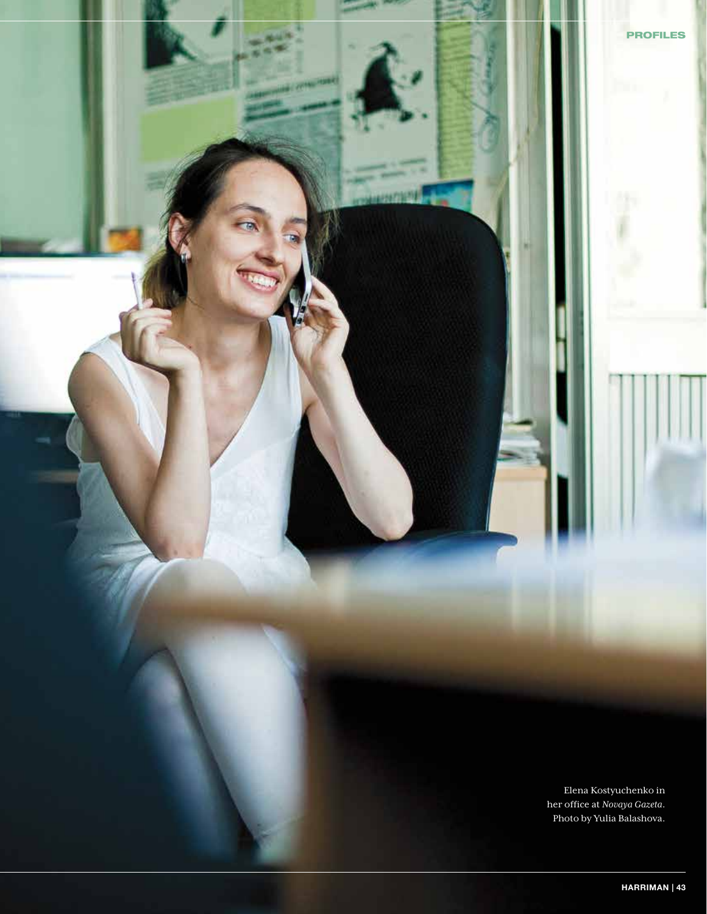Elena Kostyuchenko in her office at *Novaya Gazeta*. Photo by Yulia Balashova.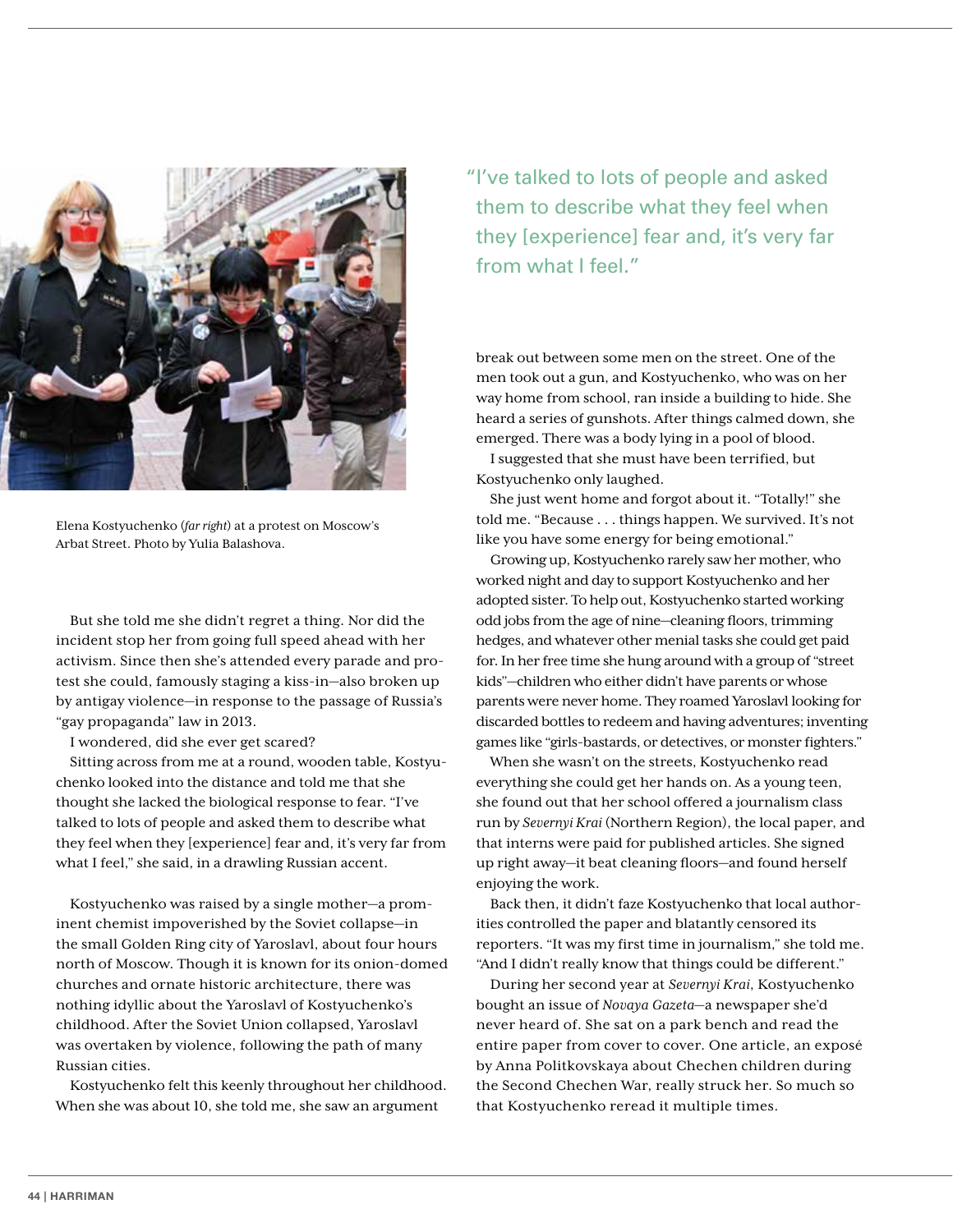Elena Kostyuchenko (*far right*) at a protest on Moscow's Arbat Street. Photo by Yulia Balashova.

But she told me she didn't regret a thing. Nor did the incident stop her from going full speed ahead with her activism. Since then she's attended every parade and protest she could, famously staging a kiss-in—also broken up by antigay violence—in response to the passage of Russia's "gay propaganda" law in 2013.

I wondered, did she ever get scared?

Sitting across from me at a round, wooden table, Kostyuchenko looked into the distance and told me that she thought she lacked the biological response to fear. "I've talked to lots of people and asked them to describe what they feel when they [experience] fear and, it's very far from what I feel," she said, in a drawling Russian accent.

> "I've talked to lots of people and asked them to describe what they feel when they [experience] fear and, it's very far from what I feel."

Kostyuchenko was raised by a single mother—a prominent chemist impoverished by the Soviet collapse—in the small Golden Ring city of Yaroslavl, about four hours north of Moscow. Though it is known for its onion-domed churches and ornate historic architecture, there was nothing idyllic about the Yaroslavl of Kostyuchenko's childhood. After the Soviet Union collapsed, Yaroslavl was overtaken by violence, following the path of many Russian cities.

Kostyuchenko felt this keenly throughout her childhood. When she was about 10, she told me, she saw an argument break out between some men on the street. One of the men took out a gun, and Kostyuchenko, who was on her way home from school, ran inside a building to hide. She heard a series of gunshots. After things calmed down, she emerged. There was a body lying in a pool of blood.

I suggested that she must have been terrified, but Kostyuchenko only laughed.

She just went home and forgot about it. "Totally!" she told me. "Because . . . things happen. We survived. It's not like you have some energy for being emotional."

Growing up, Kostyuchenko rarely saw her mother, who worked night and day to support Kostyuchenko and her adopted sister. To help out, Kostyuchenko started working odd jobs from the age of nine—cleaning floors, trimming hedges, and whatever other menial tasks she could get paid for. In her free time she hung around with a group of "street kids"—children who either didn't have parents or whose parents were never home. They roamed Yaroslavl looking for discarded bottles to redeem and having adventures; inventing games like "girls-bastards, or detectives, or monster fighters."

When she wasn't on the streets, Kostyuchenko read everything she could get her hands on. As a young teen, she found out that her school offered a journalism class run by *Severnyi Krai* (Northern Region), the local paper, and that interns were paid for published articles. She signed up right away—it beat cleaning floors—and found herself enjoying the work.

Back then, it didn't faze Kostyuchenko that local authorities controlled the paper and blatantly censored its reporters. "It was my first time in journalism," she told me. "And I didn't really know that things could be different."

During her second year at *Severnyi Krai*, Kostyuchenko bought an issue of *Novaya Gazeta*—a newspaper she'd never heard of. She sat on a park bench and read the entire paper from cover to cover. One article, an exposé by Anna Politkovskaya about Chechen children during the Second Chechen War, really struck her. So much so that Kostyuchenko reread it multiple times.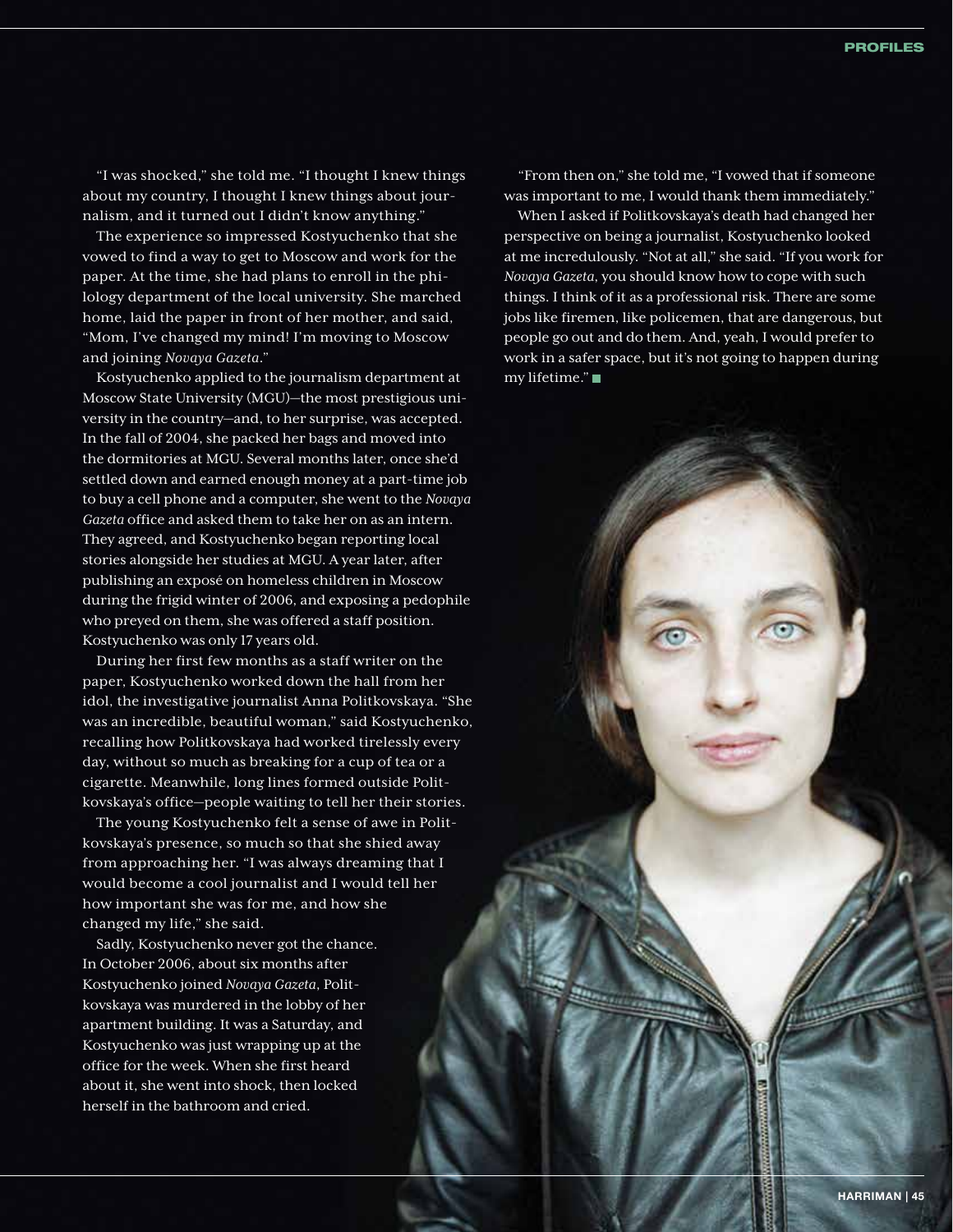"I was shocked," she told me. "I thought I knew things about my country, I thought I knew things about journalism, and it turned out I didn't know anything."

The experience so impressed Kostyuchenko that she vowed to find a way to get to Moscow and work for the paper. At the time, she had plans to enroll in the philology department of the local university. She marched home, laid the paper in front of her mother, and said, "Mom, I've changed my mind! I'm moving to Moscow and joining *Novaya Gazeta*."

Kostyuchenko applied to the journalism department at Moscow State University (MGU)—the most prestigious university in the country—and, to her surprise, was accepted. In the fall of 2004, she packed her bags and moved into the dormitories at MGU. Several months later, once she'd settled down and earned enough money at a part-time job to buy a cell phone and a computer, she went to the *Novaya Gazeta* office and asked them to take her on as an intern. They agreed, and Kostyuchenko began reporting local stories alongside her studies at MGU. A year later, after publishing an exposé on homeless children in Moscow during the frigid winter of 2006, and exposing a pedophile who preyed on them, she was offered a staff position. Kostyuchenko was only 17 years old.

During her first few months as a staff writer on the paper, Kostyuchenko worked down the hall from her idol, the investigative journalist Anna Politkovskaya. "She was an incredible, beautiful woman," said Kostyuchenko, recalling how Politkovskaya had worked tirelessly every day, without so much as breaking for a cup of tea or a cigarette. Meanwhile, long lines formed outside Politkovskaya's office—people waiting to tell her their stories.

The young Kostyuchenko felt a sense of awe in Politkovskaya's presence, so much so that she shied away from approaching her. "I was always dreaming that I would become a cool journalist and I would tell her how important she was for me, and how she changed my life," she said.

Sadly, Kostyuchenko never got the chance. In October 2006, about six months after Kostyuchenko joined *Novaya Gazeta*, Politkovskaya was murdered in the lobby of her apartment building. It was a Saturday, and Kostyuchenko was just wrapping up at the office for the week. When she first heard about it, she went into shock, then locked herself in the bathroom and cried.

"From then on," she told me, "I vowed that if someone was important to me, I would thank them immediately."

When I asked if Politkovskaya's death had changed her perspective on being a journalist, Kostyuchenko looked at me incredulously. "Not at all," she said. "If you work for *Novaya Gazeta*, you should know how to cope with such things. I think of it as a professional risk. There are some jobs like firemen, like policemen, that are dangerous, but people go out and do them. And, yeah, I would prefer to work in a safer space, but it's not going to happen during my lifetime." ■